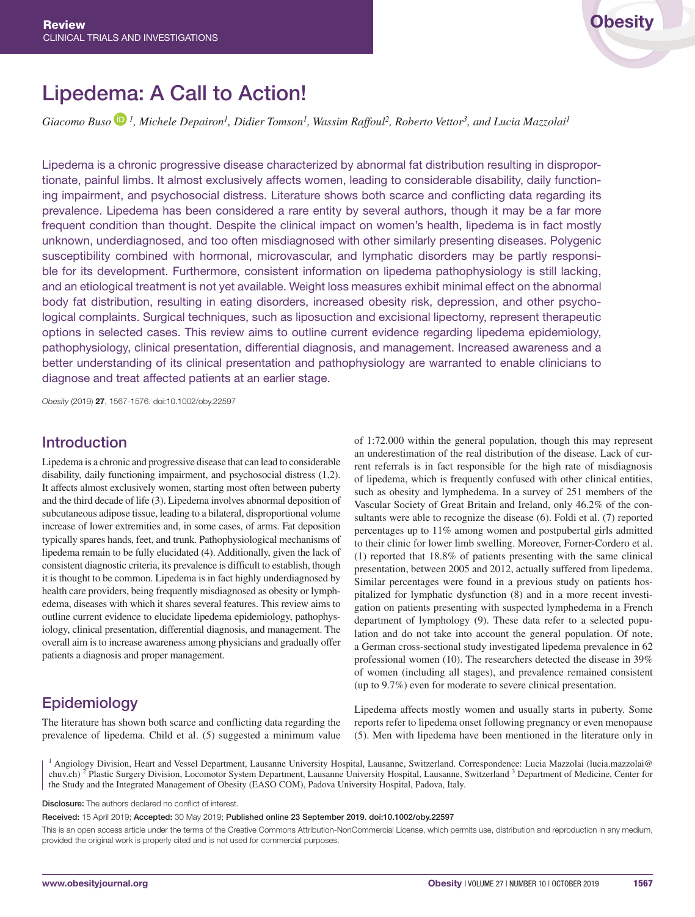Review
CLINICAL TRIALS AND INVESTIGATIONS

# Lipedema: A Call to Action!

*Giacomo Buso[1], Michele Depairon[1], Didier Tomson[1], Wassim Raffoul[2], Roberto Vettor[3], and Lucia Mazzolai[1]*

Lipedema is a chronic progressive disease characterized by abnormal fat distribution resulting in disproportionate, painful limbs. It almost exclusively affects women, leading to considerable disability, daily functioning impairment, and psychosocial distress. Literature shows both scarce and conflicting data regarding its prevalence. Lipedema has been considered a rare entity by several authors, though it may be a far more frequent condition than thought. Despite the clinical impact on women's health, lipedema is in fact mostly unknown, underdiagnosed, and too often misdiagnosed with other similarly presenting diseases. Polygenic susceptibility combined with hormonal, microvascular, and lymphatic disorders may be partly responsible for its development. Furthermore, consistent information on lipedema pathophysiology is still lacking, and an etiological treatment is not yet available. Weight loss measures exhibit minimal effect on the abnormal body fat distribution, resulting in eating disorders, increased obesity risk, depression, and other psychological complaints. Surgical techniques, such as liposuction and excisional lipectomy, represent therapeutic options in selected cases. This review aims to outline current evidence regarding lipedema epidemiology, pathophysiology, clinical presentation, differential diagnosis, and management. Increased awareness and a better understanding of its clinical presentation and pathophysiology are warranted to enable clinicians to diagnose and treat affected patients at an earlier stage.

*Obesity* (2019) **27**, 1567-1576. doi:10.1002/oby.22597

## Introduction

Lipedema is a chronic and progressive disease that can lead to considerable disability, daily functioning impairment, and psychosocial distress (1,2). It affects almost exclusively women, starting most often between puberty and the third decade of life (3). Lipedema involves abnormal deposition of subcutaneous adipose tissue, leading to a bilateral, disproportional volume increase of lower extremities and, in some cases, of arms. Fat deposition typically spares hands, feet, and trunk. Pathophysiological mechanisms of lipedema remain to be fully elucidated (4). Additionally, given the lack of consistent diagnostic criteria, its prevalence is difficult to establish, though it is thought to be common. Lipedema is in fact highly underdiagnosed by health care providers, being frequently misdiagnosed as obesity or lymphedema, diseases with which it shares several features. This review aims to outline current evidence to elucidate lipedema epidemiology, pathophysiology, clinical presentation, differential diagnosis, and management. The overall aim is to increase awareness among physicians and gradually offer patients a diagnosis and proper management.

## Epidemiology

The literature has shown both scarce and conflicting data regarding the prevalence of lipedema. Child et al. (5) suggested a minimum value of 1:72.000 within the general population, though this may represent an underestimation of the real distribution of the disease. Lack of current referrals is in fact responsible for the high rate of misdiagnosis of lipedema, which is frequently confused with other clinical entities, such as obesity and lymphedema. In a survey of 251 members of the Vascular Society of Great Britain and Ireland, only 46.2% of the consultants were able to recognize the disease (6). Foldi et al. (7) reported percentages up to 11% among women and postpubertal girls admitted to their clinic for lower limb swelling. Moreover, Forner-Cordero et al. (1) reported that 18.8% of patients presenting with the same clinical presentation, between 2005 and 2012, actually suffered from lipedema. Similar percentages were found in a previous study on patients hospitalized for lymphatic dysfunction (8) and in a more recent investigation on patients presenting with suspected lymphedema in a French department of lymphology (9). These data refer to a selected population and do not take into account the general population. Of note, a German cross-sectional study investigated lipedema prevalence in 62 professional women (10). The researchers detected the disease in 39% of women (including all stages), and prevalence remained consistent (up to 9.7%) even for moderate to severe clinical presentation.

Lipedema affects mostly women and usually starts in puberty. Some reports refer to lipedema onset following pregnancy or even menopause (5). Men with lipedema have been mentioned in the literature only in

[1] Angiology Division, Heart and Vessel Department, Lausanne University Hospital, Lausanne, Switzerland. Correspondence: Lucia Mazzolai (lucia.mazzolai@chuv.ch) [2] Plastic Surgery Division, Locomotor System Department, Lausanne University Hospital, Lausanne, Switzerland [3] Department of Medicine, Center for the Study and the Integrated Management of Obesity (EASO COM), Padova University Hospital, Padova, Italy.

**Disclosure:** The authors declared no conflict of interest.

**Received:** 15 April 2019; **Accepted:** 30 May 2019; **Published online 23 September 2019. doi:10.1002/oby.22597**

This is an open access article under the terms of the Creative Commons Attribution-NonCommercial License, which permits use, distribution and reproduction in any medium, provided the original work is properly cited and is not used for commercial purposes.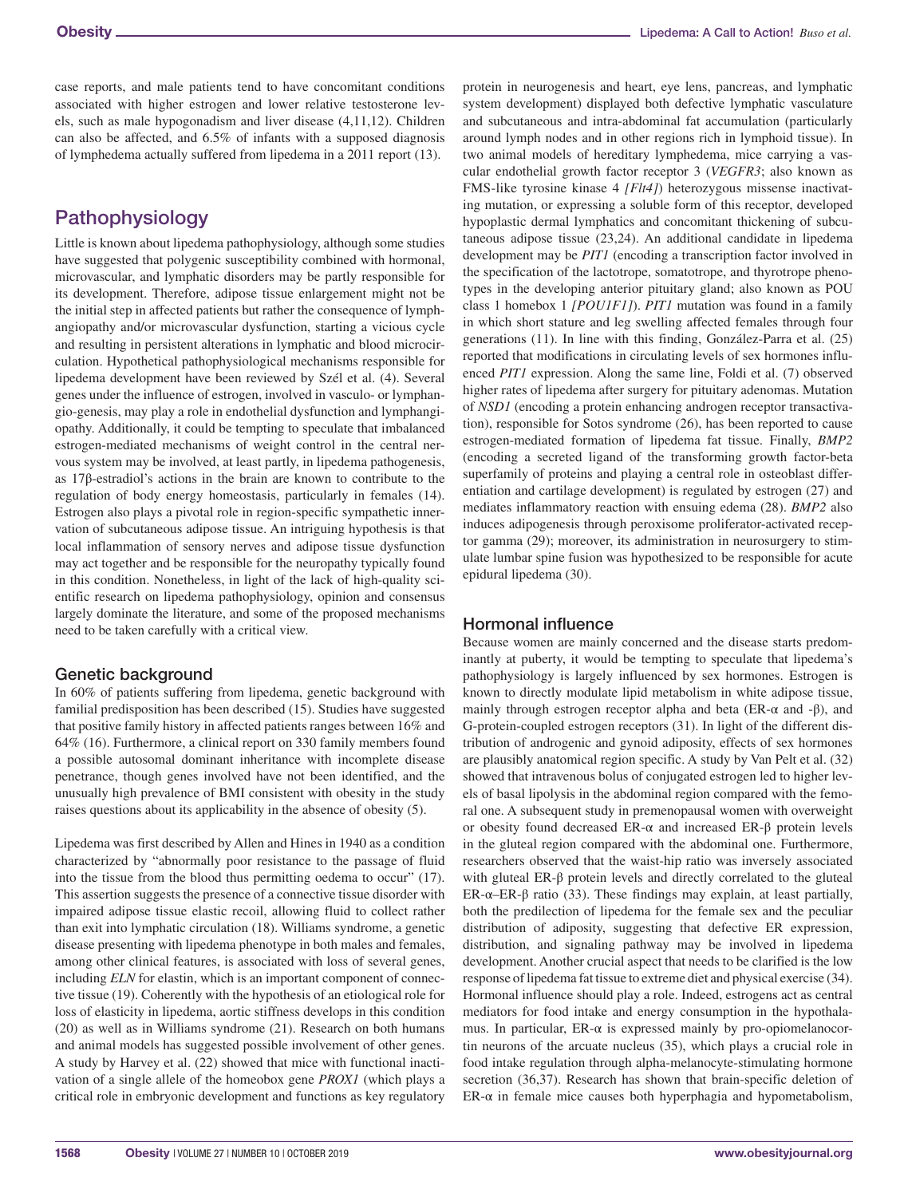case reports, and male patients tend to have concomitant conditions associated with higher estrogen and lower relative testosterone levels, such as male hypogonadism and liver disease (4,11,12). Children can also be affected, and 6.5% of infants with a supposed diagnosis of lymphedema actually suffered from lipedema in a 2011 report (13).

## Pathophysiology

Little is known about lipedema pathophysiology, although some studies have suggested that polygenic susceptibility combined with hormonal, microvascular, and lymphatic disorders may be partly responsible for its development. Therefore, adipose tissue enlargement might not be the initial step in affected patients but rather the consequence of lymphangiopathy and/or microvascular dysfunction, starting a vicious cycle and resulting in persistent alterations in lymphatic and blood microcirculation. Hypothetical pathophysiological mechanisms responsible for lipedema development have been reviewed by Szél et al. (4). Several genes under the influence of estrogen, involved in vasculo- or lymphangio-genesis, may play a role in endothelial dysfunction and lymphangiopathy. Additionally, it could be tempting to speculate that imbalanced estrogen-mediated mechanisms of weight control in the central nervous system may be involved, at least partly, in lipedema pathogenesis, as 17β-estradiol's actions in the brain are known to contribute to the regulation of body energy homeostasis, particularly in females (14). Estrogen also plays a pivotal role in region-specific sympathetic innervation of subcutaneous adipose tissue. An intriguing hypothesis is that local inflammation of sensory nerves and adipose tissue dysfunction may act together and be responsible for the neuropathy typically found in this condition. Nonetheless, in light of the lack of high-quality scientific research on lipedema pathophysiology, opinion and consensus largely dominate the literature, and some of the proposed mechanisms need to be taken carefully with a critical view.

### Genetic background

In 60% of patients suffering from lipedema, genetic background with familial predisposition has been described (15). Studies have suggested that positive family history in affected patients ranges between 16% and 64% (16). Furthermore, a clinical report on 330 family members found a possible autosomal dominant inheritance with incomplete disease penetrance, though genes involved have not been identified, and the unusually high prevalence of BMI consistent with obesity in the study raises questions about its applicability in the absence of obesity (5).

Lipedema was first described by Allen and Hines in 1940 as a condition characterized by "abnormally poor resistance to the passage of fluid into the tissue from the blood thus permitting oedema to occur" (17). This assertion suggests the presence of a connective tissue disorder with impaired adipose tissue elastic recoil, allowing fluid to collect rather than exit into lymphatic circulation (18). Williams syndrome, a genetic disease presenting with lipedema phenotype in both males and females, among other clinical features, is associated with loss of several genes, including *ELN* for elastin, which is an important component of connective tissue (19). Coherently with the hypothesis of an etiological role for loss of elasticity in lipedema, aortic stiffness develops in this condition (20) as well as in Williams syndrome (21). Research on both humans and animal models has suggested possible involvement of other genes. A study by Harvey et al. (22) showed that mice with functional inactivation of a single allele of the homeobox gene *PROX1* (which plays a critical role in embryonic development and functions as key regulatory protein in neurogenesis and heart, eye lens, pancreas, and lymphatic system development) displayed both defective lymphatic vasculature and subcutaneous and intra-abdominal fat accumulation (particularly around lymph nodes and in other regions rich in lymphoid tissue). In two animal models of hereditary lymphedema, mice carrying a vascular endothelial growth factor receptor 3 (*VEGFR3*; also known as FMS-like tyrosine kinase 4 *[Flt4]*) heterozygous missense inactivating mutation, or expressing a soluble form of this receptor, developed hypoplastic dermal lymphatics and concomitant thickening of subcutaneous adipose tissue (23,24). An additional candidate in lipedema development may be *PIT1* (encoding a transcription factor involved in the specification of the lactotrope, somatotrope, and thyrotrope phenotypes in the developing anterior pituitary gland; also known as POU class 1 homebox 1 *[POU1F1]*). *PIT1* mutation was found in a family in which short stature and leg swelling affected females through four generations (11). In line with this finding, González-Parra et al. (25) reported that modifications in circulating levels of sex hormones influenced *PIT1* expression. Along the same line, Foldi et al. (7) observed higher rates of lipedema after surgery for pituitary adenomas. Mutation of *NSD1* (encoding a protein enhancing androgen receptor transactivation), responsible for Sotos syndrome (26), has been reported to cause estrogen-mediated formation of lipedema fat tissue. Finally, *BMP2* (encoding a secreted ligand of the transforming growth factor-beta superfamily of proteins and playing a central role in osteoblast differentiation and cartilage development) is regulated by estrogen (27) and mediates inflammatory reaction with ensuing edema (28). *BMP2* also induces adipogenesis through peroxisome proliferator-activated receptor gamma (29); moreover, its administration in neurosurgery to stimulate lumbar spine fusion was hypothesized to be responsible for acute epidural lipedema (30).

### Hormonal influence

Because women are mainly concerned and the disease starts predominantly at puberty, it would be tempting to speculate that lipedema's pathophysiology is largely influenced by sex hormones. Estrogen is known to directly modulate lipid metabolism in white adipose tissue, mainly through estrogen receptor alpha and beta (ER-α and -β), and G-protein-coupled estrogen receptors (31). In light of the different distribution of androgenic and gynoid adiposity, effects of sex hormones are plausibly anatomical region specific. A study by Van Pelt et al. (32) showed that intravenous bolus of conjugated estrogen led to higher levels of basal lipolysis in the abdominal region compared with the femoral one. A subsequent study in premenopausal women with overweight or obesity found decreased ER-α and increased ER-β protein levels in the gluteal region compared with the abdominal one. Furthermore, researchers observed that the waist-hip ratio was inversely associated with gluteal ER-β protein levels and directly correlated to the gluteal ER-α–ER-β ratio (33). These findings may explain, at least partially, both the predilection of lipedema for the female sex and the peculiar distribution of adiposity, suggesting that defective ER expression, distribution, and signaling pathway may be involved in lipedema development. Another crucial aspect that needs to be clarified is the low response of lipedema fat tissue to extreme diet and physical exercise (34). Hormonal influence should play a role. Indeed, estrogens act as central mediators for food intake and energy consumption in the hypothalamus. In particular, ER-α is expressed mainly by pro-opiomelanocortin neurons of the arcuate nucleus (35), which plays a crucial role in food intake regulation through alpha-melanocyte-stimulating hormone secretion (36,37). Research has shown that brain-specific deletion of ER-α in female mice causes both hyperphagia and hypometabolism,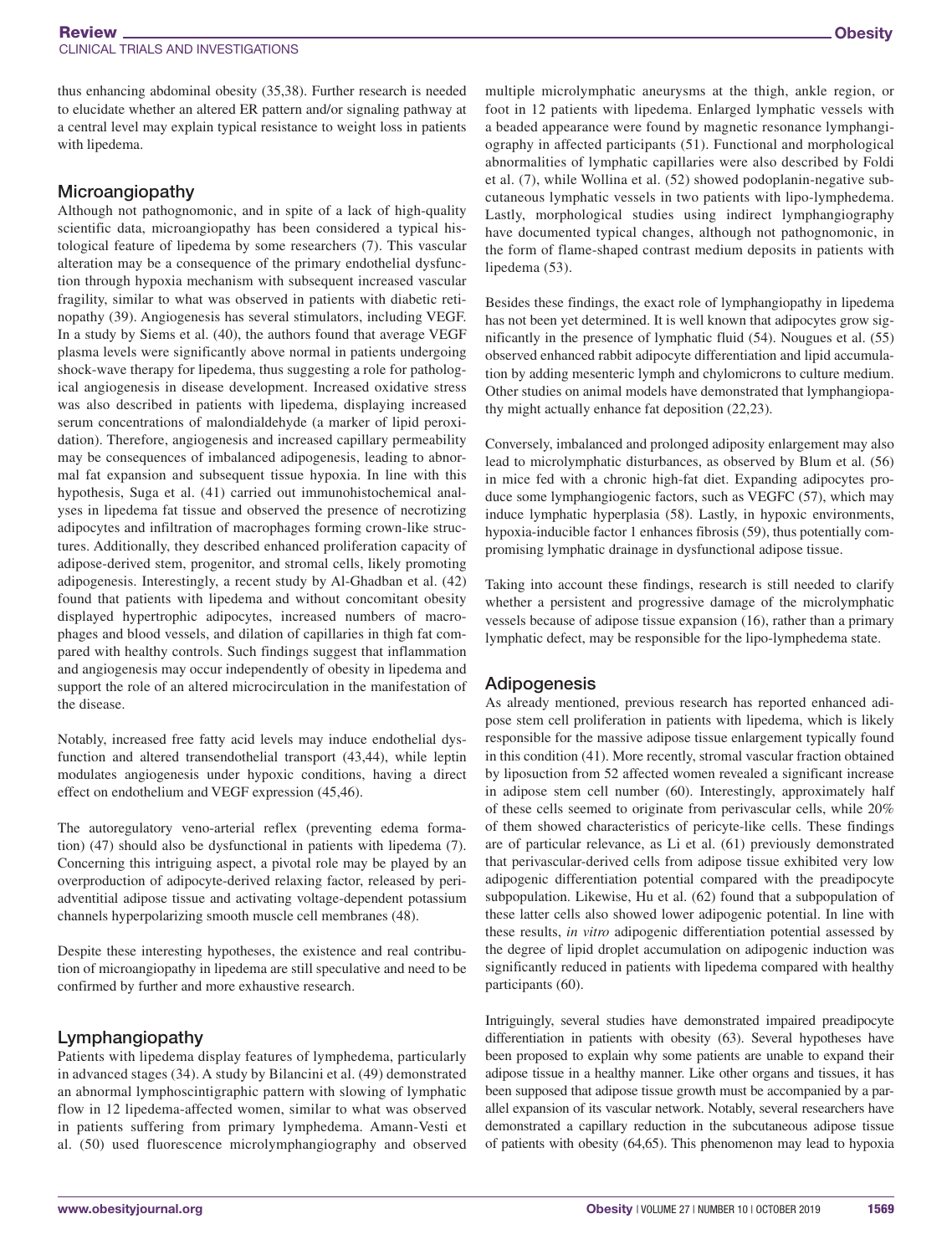thus enhancing abdominal obesity (35,38). Further research is needed to elucidate whether an altered ER pattern and/or signaling pathway at a central level may explain typical resistance to weight loss in patients with lipedema.

## Microangiopathy

Although not pathognomonic, and in spite of a lack of high-quality scientific data, microangiopathy has been considered a typical histological feature of lipedema by some researchers (7). This vascular alteration may be a consequence of the primary endothelial dysfunction through hypoxia mechanism with subsequent increased vascular fragility, similar to what was observed in patients with diabetic retinopathy (39). Angiogenesis has several stimulators, including VEGF. In a study by Siems et al. (40), the authors found that average VEGF plasma levels were significantly above normal in patients undergoing shock-wave therapy for lipedema, thus suggesting a role for pathological angiogenesis in disease development. Increased oxidative stress was also described in patients with lipedema, displaying increased serum concentrations of malondialdehyde (a marker of lipid peroxidation). Therefore, angiogenesis and increased capillary permeability may be consequences of imbalanced adipogenesis, leading to abnormal fat expansion and subsequent tissue hypoxia. In line with this hypothesis, Suga et al. (41) carried out immunohistochemical analyses in lipedema fat tissue and observed the presence of necrotizing adipocytes and infiltration of macrophages forming crown-like structures. Additionally, they described enhanced proliferation capacity of adipose-derived stem, progenitor, and stromal cells, likely promoting adipogenesis. Interestingly, a recent study by Al-Ghadban et al. (42) found that patients with lipedema and without concomitant obesity displayed hypertrophic adipocytes, increased numbers of macrophages and blood vessels, and dilation of capillaries in thigh fat compared with healthy controls. Such findings suggest that inflammation and angiogenesis may occur independently of obesity in lipedema and support the role of an altered microcirculation in the manifestation of the disease.

Notably, increased free fatty acid levels may induce endothelial dysfunction and altered transendothelial transport (43,44), while leptin modulates angiogenesis under hypoxic conditions, having a direct effect on endothelium and VEGF expression (45,46).

The autoregulatory veno-arterial reflex (preventing edema formation) (47) should also be dysfunctional in patients with lipedema (7). Concerning this intriguing aspect, a pivotal role may be played by an overproduction of adipocyte-derived relaxing factor, released by periadventitial adipose tissue and activating voltage-dependent potassium channels hyperpolarizing smooth muscle cell membranes (48).

Despite these interesting hypotheses, the existence and real contribution of microangiopathy in lipedema are still speculative and need to be confirmed by further and more exhaustive research.

## Lymphangiopathy

Patients with lipedema display features of lymphedema, particularly in advanced stages (34). A study by Bilancini et al. (49) demonstrated an abnormal lymphoscintigraphic pattern with slowing of lymphatic flow in 12 lipedema-affected women, similar to what was observed in patients suffering from primary lymphedema. Amann-Vesti et al. (50) used fluorescence microlymphangiography and observed multiple microlymphatic aneurysms at the thigh, ankle region, or foot in 12 patients with lipedema. Enlarged lymphatic vessels with a beaded appearance were found by magnetic resonance lymphangiography in affected participants (51). Functional and morphological abnormalities of lymphatic capillaries were also described by Foldi et al. (7), while Wollina et al. (52) showed podoplanin-negative subcutaneous lymphatic vessels in two patients with lipo-lymphedema. Lastly, morphological studies using indirect lymphangiography have documented typical changes, although not pathognomonic, in the form of flame-shaped contrast medium deposits in patients with lipedema (53).

Besides these findings, the exact role of lymphangiopathy in lipedema has not been yet determined. It is well known that adipocytes grow significantly in the presence of lymphatic fluid (54). Nougues et al. (55) observed enhanced rabbit adipocyte differentiation and lipid accumulation by adding mesenteric lymph and chylomicrons to culture medium. Other studies on animal models have demonstrated that lymphangiopathy might actually enhance fat deposition (22,23).

Conversely, imbalanced and prolonged adiposity enlargement may also lead to microlymphatic disturbances, as observed by Blum et al. (56) in mice fed with a chronic high-fat diet. Expanding adipocytes produce some lymphangiogenic factors, such as VEGFC (57), which may induce lymphatic hyperplasia (58). Lastly, in hypoxic environments, hypoxia-inducible factor 1 enhances fibrosis (59), thus potentially compromising lymphatic drainage in dysfunctional adipose tissue.

Taking into account these findings, research is still needed to clarify whether a persistent and progressive damage of the microlymphatic vessels because of adipose tissue expansion (16), rather than a primary lymphatic defect, may be responsible for the lipo-lymphedema state.

## Adipogenesis

As already mentioned, previous research has reported enhanced adipose stem cell proliferation in patients with lipedema, which is likely responsible for the massive adipose tissue enlargement typically found in this condition (41). More recently, stromal vascular fraction obtained by liposuction from 52 affected women revealed a significant increase in adipose stem cell number (60). Interestingly, approximately half of these cells seemed to originate from perivascular cells, while 20% of them showed characteristics of pericyte-like cells. These findings are of particular relevance, as Li et al. (61) previously demonstrated that perivascular-derived cells from adipose tissue exhibited very low adipogenic differentiation potential compared with the preadipocyte subpopulation. Likewise, Hu et al. (62) found that a subpopulation of these latter cells also showed lower adipogenic potential. In line with these results, *in vitro* adipogenic differentiation potential assessed by the degree of lipid droplet accumulation on adipogenic induction was significantly reduced in patients with lipedema compared with healthy participants (60).

Intriguingly, several studies have demonstrated impaired preadipocyte differentiation in patients with obesity (63). Several hypotheses have been proposed to explain why some patients are unable to expand their adipose tissue in a healthy manner. Like other organs and tissues, it has been supposed that adipose tissue growth must be accompanied by a parallel expansion of its vascular network. Notably, several researchers have demonstrated a capillary reduction in the subcutaneous adipose tissue of patients with obesity (64,65). This phenomenon may lead to hypoxia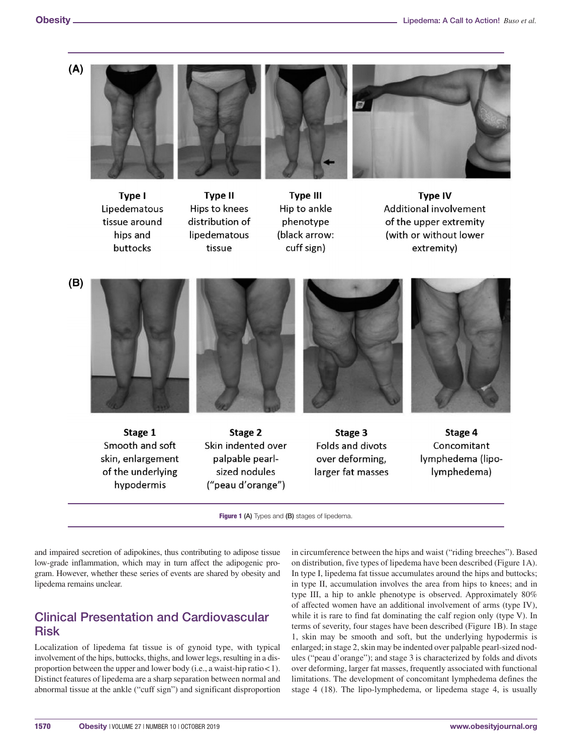**Figure 1** (A) Types and (B) stages of lipedema.

and impaired secretion of adipokines, thus contributing to adipose tissue low-grade inflammation, which may in turn affect the adipogenic program. However, whether these series of events are shared by obesity and lipedema remains unclear.

## Clinical Presentation and Cardiovascular Risk

Localization of lipedema fat tissue is of gynoid type, with typical involvement of the hips, buttocks, thighs, and lower legs, resulting in a disproportion between the upper and lower body (i.e., a waist-hip ratio < 1). Distinct features of lipedema are a sharp separation between normal and abnormal tissue at the ankle ("cuff sign") and significant disproportion in circumference between the hips and waist ("riding breeches"). Based on distribution, five types of lipedema have been described (Figure 1A). In type I, lipedema fat tissue accumulates around the hips and buttocks; in type II, accumulation involves the area from hips to knees; and in type III, a hip to ankle phenotype is observed. Approximately 80% of affected women have an additional involvement of arms (type IV), while it is rare to find fat dominating the calf region only (type V). In terms of severity, four stages have been described (Figure 1B). In stage 1, skin may be smooth and soft, but the underlying hypodermis is enlarged; in stage 2, skin may be indented over palpable pearl-sized nodules ("peau d'orange"); and stage 3 is characterized by folds and divots over deforming, larger fat masses, frequently associated with functional limitations. The development of concomitant lymphedema defines the stage 4 (18). The lipo-lymphedema, or lipedema stage 4, is usually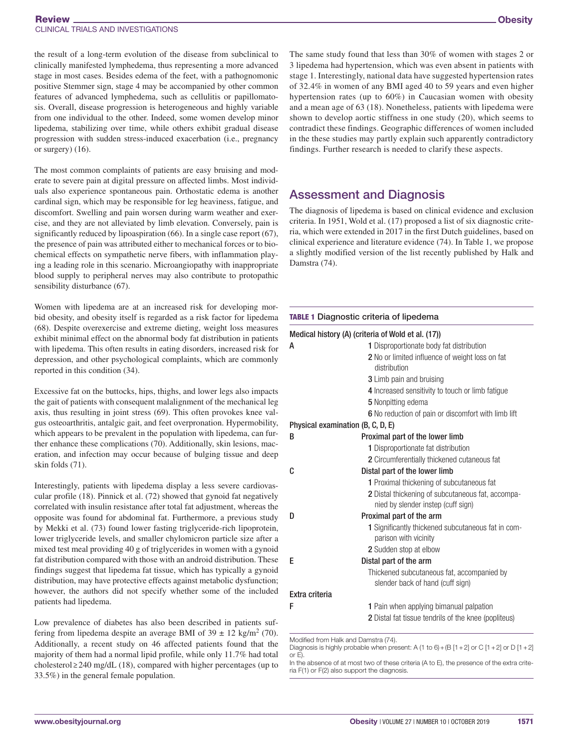the result of a long-term evolution of the disease from subclinical to clinically manifested lymphedema, thus representing a more advanced stage in most cases. Besides edema of the feet, with a pathognomonic positive Stemmer sign, stage 4 may be accompanied by other common features of advanced lymphedema, such as cellulitis or papillomatosis. Overall, disease progression is heterogeneous and highly variable from one individual to the other. Indeed, some women develop minor lipedema, stabilizing over time, while others exhibit gradual disease progression with sudden stress-induced exacerbation (i.e., pregnancy or surgery) (16).

The most common complaints of patients are easy bruising and moderate to severe pain at digital pressure on affected limbs. Most individuals also experience spontaneous pain. Orthostatic edema is another cardinal sign, which may be responsible for leg heaviness, fatigue, and discomfort. Swelling and pain worsen during warm weather and exercise, and they are not alleviated by limb elevation. Conversely, pain is significantly reduced by lipoaspiration (66). In a single case report (67), the presence of pain was attributed either to mechanical forces or to biochemical effects on sympathetic nerve fibers, with inflammation playing a leading role in this scenario. Microangiopathy with inappropriate blood supply to peripheral nerves may also contribute to protopathic sensibility disturbance (67).

Women with lipedema are at an increased risk for developing morbid obesity, and obesity itself is regarded as a risk factor for lipedema (68). Despite overexercise and extreme dieting, weight loss measures exhibit minimal effect on the abnormal body fat distribution in patients with lipedema. This often results in eating disorders, increased risk for depression, and other psychological complaints, which are commonly reported in this condition (34).

Excessive fat on the buttocks, hips, thighs, and lower legs also impacts the gait of patients with consequent malalignment of the mechanical leg axis, thus resulting in joint stress (69). This often provokes knee valgus osteoarthritis, antalgic gait, and feet overpronation. Hypermobility, which appears to be prevalent in the population with lipedema, can further enhance these complications (70). Additionally, skin lesions, maceration, and infection may occur because of bulging tissue and deep skin folds (71).

Interestingly, patients with lipedema display a less severe cardiovascular profile (18). Pinnick et al. (72) showed that gynoid fat negatively correlated with insulin resistance after total fat adjustment, whereas the opposite was found for abdominal fat. Furthermore, a previous study by Mekki et al. (73) found lower fasting triglyceride-rich lipoprotein, lower triglyceride levels, and smaller chylomicron particle size after a mixed test meal providing 40 g of triglycerides in women with a gynoid fat distribution compared with those with an android distribution. These findings suggest that lipedema fat tissue, which has typically a gynoid distribution, may have protective effects against metabolic dysfunction; however, the authors did not specify whether some of the included patients had lipedema.

Low prevalence of diabetes has also been described in patients suffering from lipedema despite an average BMI of $39 \pm 12$ kg/m$^2$ (70). Additionally, a recent study on 46 affected patients found that the majority of them had a normal lipid profile, while only 11.7% had total cholesterol ≥ 240 mg/dL (18), compared with higher percentages (up to 33.5%) in the general female population.

The same study found that less than 30% of women with stages 2 or 3 lipedema had hypertension, which was even absent in patients with stage 1. Interestingly, national data have suggested hypertension rates of 32.4% in women of any BMI aged 40 to 59 years and even higher hypertension rates (up to 60%) in Caucasian women with obesity and a mean age of 63 (18). Nonetheless, patients with lipedema were shown to develop aortic stiffness in one study (20), which seems to contradict these findings. Geographic differences of women included in the these studies may partly explain such apparently contradictory findings. Further research is needed to clarify these aspects.

## Assessment and Diagnosis

The diagnosis of lipedema is based on clinical evidence and exclusion criteria. In 1951, Wold et al. (17) proposed a list of six diagnostic criteria, which were extended in 2017 in the first Dutch guidelines, based on clinical experience and literature evidence (74). In Table 1, we propose a slightly modified version of the list recently published by Halk and Damstra (74).

**TABLE 1** Diagnostic criteria of lipedema

| | |
|---|---|
| **Medical history (A) (criteria of Wold et al. (17))** | |
| A | 1 Disproportionate body fat distribution |
| | 2 No or limited influence of weight loss on fat distribution |
| | 3 Limb pain and bruising |
| | 4 Increased sensitivity to touch or limb fatigue |
| | 5 Nonpitting edema |
| | 6 No reduction of pain or discomfort with limb lift |
| **Physical examination (B, C, D, E)** | |
| B | Proximal part of the lower limb |
| | 1 Disproportionate fat distribution |
| | 2 Circumferentially thickened cutaneous fat |
| C | Distal part of the lower limb |
| | 1 Proximal thickening of subcutaneous fat |
| | 2 Distal thickening of subcutaneous fat, accompanied by slender instep (cuff sign) |
| D | Proximal part of the arm |
| | 1 Significantly thickened subcutaneous fat in comparison with vicinity |
| | 2 Sudden stop at elbow |
| E | Distal part of the arm |
| | Thickened subcutaneous fat, accompanied by slender back of hand (cuff sign) |
| **Extra criteria** | |
| F | 1 Pain when applying bimanual palpation |
| | 2 Distal fat tissue tendrils of the knee (popliteus) |

Modified from Halk and Damstra (74).
Diagnosis is highly probable when present: A (1 to 6) + (B [1 + 2] or C [1 + 2] or D [1 + 2] or E).
In the absence of at most two of these criteria (A to E), the presence of the extra criteria F(1) or F(2) also support the diagnosis.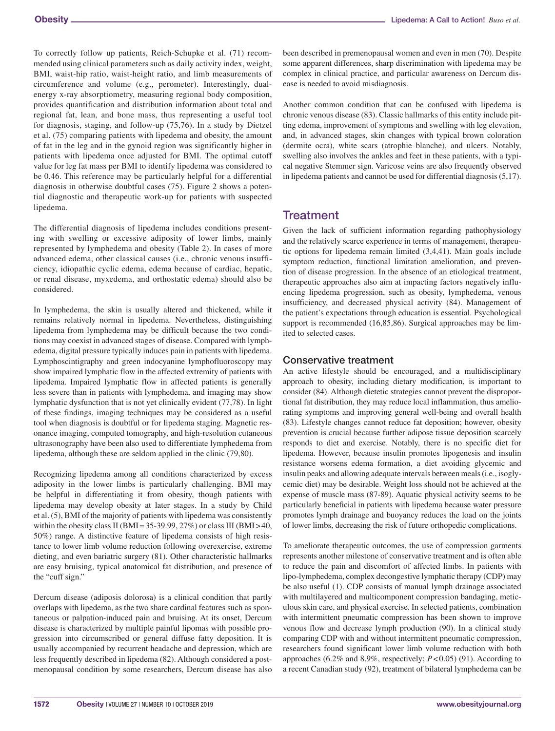To correctly follow up patients, Reich-Schupke et al. (71) recommended using clinical parameters such as daily activity index, weight, BMI, waist-hip ratio, waist-height ratio, and limb measurements of circumference and volume (e.g., perometer). Interestingly, dual-energy x-ray absorptiometry, measuring regional body composition, provides quantification and distribution information about total and regional fat, lean, and bone mass, thus representing a useful tool for diagnosis, staging, and follow-up (75,76). In a study by Dietzel et al. (75) comparing patients with lipedema and obesity, the amount of fat in the leg and in the gynoid region was significantly higher in patients with lipedema once adjusted for BMI. The optimal cutoff value for leg fat mass per BMI to identify lipedema was considered to be 0.46. This reference may be particularly helpful for a differential diagnosis in otherwise doubtful cases (75). Figure 2 shows a potential diagnostic and therapeutic work-up for patients with suspected lipedema.

The differential diagnosis of lipedema includes conditions presenting with swelling or excessive adiposity of lower limbs, mainly represented by lymphedema and obesity (Table 2). In cases of more advanced edema, other classical causes (i.e., chronic venous insufficiency, idiopathic cyclic edema, edema because of cardiac, hepatic, or renal disease, myxedema, and orthostatic edema) should also be considered.

In lymphedema, the skin is usually altered and thickened, while it remains relatively normal in lipedema. Nevertheless, distinguishing lipedema from lymphedema may be difficult because the two conditions may coexist in advanced stages of disease. Compared with lymphedema, digital pressure typically induces pain in patients with lipedema. Lymphoscintigraphy and green indocyanine lymphofluoroscopy may show impaired lymphatic flow in the affected extremity of patients with lipedema. Impaired lymphatic flow in affected patients is generally less severe than in patients with lymphedema, and imaging may show lymphatic dysfunction that is not yet clinically evident (77,78). In light of these findings, imaging techniques may be considered as a useful tool when diagnosis is doubtful or for lipedema staging. Magnetic resonance imaging, computed tomography, and high-resolution cutaneous ultrasonography have been also used to differentiate lymphedema from lipedema, although these are seldom applied in the clinic (79,80).

Recognizing lipedema among all conditions characterized by excess adiposity in the lower limbs is particularly challenging. BMI may be helpful in differentiating it from obesity, though patients with lipedema may develop obesity at later stages. In a study by Child et al. (5), BMI of the majority of patients with lipedema was consistently within the obesity class II (BMI = 35-39.99, 27%) or class III (BMI > 40, 50%) range. A distinctive feature of lipedema consists of high resistance to lower limb volume reduction following overexercise, extreme dieting, and even bariatric surgery (81). Other characteristic hallmarks are easy bruising, typical anatomical fat distribution, and presence of the "cuff sign."

Dercum disease (adiposis dolorosa) is a clinical condition that partly overlaps with lipedema, as the two share cardinal features such as spontaneous or palpation-induced pain and bruising. At its onset, Dercum disease is characterized by multiple painful lipomas with possible progression into circumscribed or general diffuse fatty deposition. It is usually accompanied by recurrent headache and depression, which are less frequently described in lipedema (82). Although considered a postmenopausal condition by some researchers, Dercum disease has also been described in premenopausal women and even in men (70). Despite some apparent differences, sharp discrimination with lipedema may be complex in clinical practice, and particular awareness on Dercum disease is needed to avoid misdiagnosis.

Another common condition that can be confused with lipedema is chronic venous disease (83). Classic hallmarks of this entity include pitting edema, improvement of symptoms and swelling with leg elevation, and, in advanced stages, skin changes with typical brown coloration (dermite ocra), white scars (atrophie blanche), and ulcers. Notably, swelling also involves the ankles and feet in these patients, with a typical negative Stemmer sign. Varicose veins are also frequently observed in lipedema patients and cannot be used for differential diagnosis (5,17).

## Treatment

Given the lack of sufficient information regarding pathophysiology and the relatively scarce experience in terms of management, therapeutic options for lipedema remain limited (3,4,41). Main goals include symptom reduction, functional limitation amelioration, and prevention of disease progression. In the absence of an etiological treatment, therapeutic approaches also aim at impacting factors negatively influencing lipedema progression, such as obesity, lymphedema, venous insufficiency, and decreased physical activity (84). Management of the patient's expectations through education is essential. Psychological support is recommended (16,85,86). Surgical approaches may be limited to selected cases.

### Conservative treatment

An active lifestyle should be encouraged, and a multidisciplinary approach to obesity, including dietary modification, is important to consider (84). Although dietetic strategies cannot prevent the disproportional fat distribution, they may reduce local inflammation, thus ameliorating symptoms and improving general well-being and overall health (83). Lifestyle changes cannot reduce fat deposition; however, obesity prevention is crucial because further adipose tissue deposition scarcely responds to diet and exercise. Notably, there is no specific diet for lipedema. However, because insulin promotes lipogenesis and insulin resistance worsens edema formation, a diet avoiding glycemic and insulin peaks and allowing adequate intervals between meals (i.e., isoglycemic diet) may be desirable. Weight loss should not be achieved at the expense of muscle mass (87-89). Aquatic physical activity seems to be particularly beneficial in patients with lipedema because water pressure promotes lymph drainage and buoyancy reduces the load on the joints of lower limbs, decreasing the risk of future orthopedic complications.

To ameliorate therapeutic outcomes, the use of compression garments represents another milestone of conservative treatment and is often able to reduce the pain and discomfort of affected limbs. In patients with lipo-lymphedema, complex decongestive lymphatic therapy (CDP) may be also useful (1). CDP consists of manual lymph drainage associated with multilayered and multicomponent compression bandaging, meticulous skin care, and physical exercise. In selected patients, combination with intermittent pneumatic compression has been shown to improve venous flow and decrease lymph production (90). In a clinical study comparing CDP with and without intermittent pneumatic compression, researchers found significant lower limb volume reduction with both approaches (6.2% and 8.9%, respectively; $P < 0.05$) (91). According to a recent Canadian study (92), treatment of bilateral lymphedema can be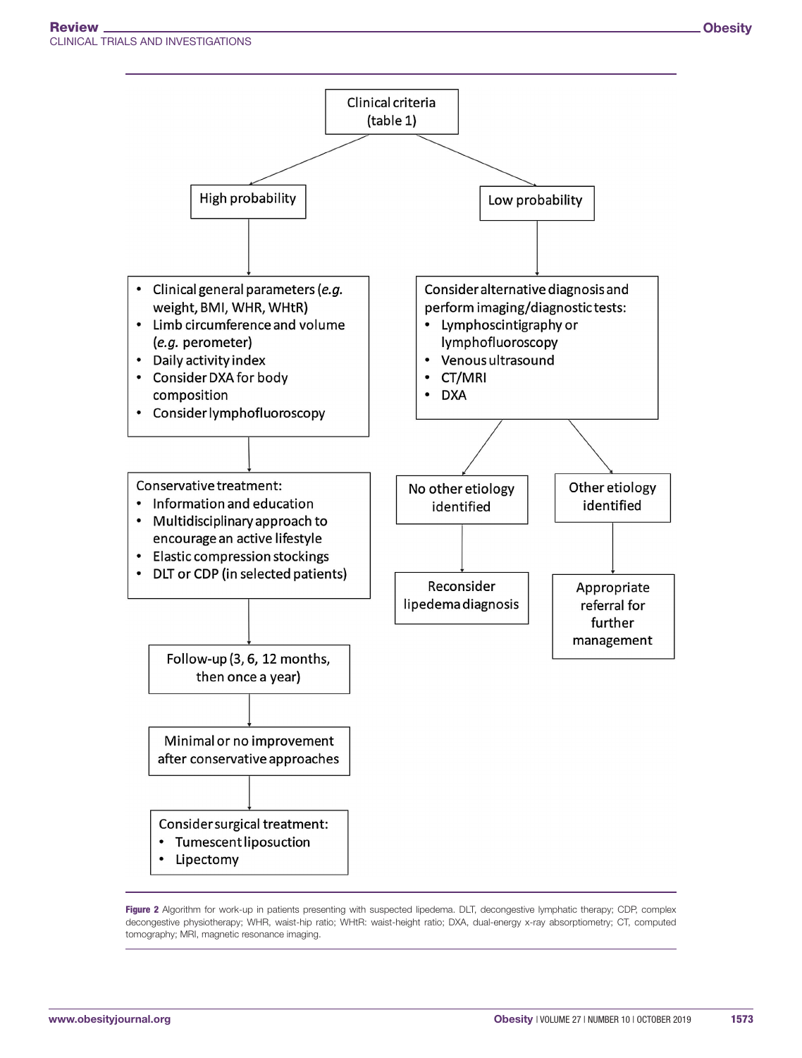Clinical criteria (table 1)

**High probability**

- Clinical general parameters (*e.g.* weight, BMI, WHR, WHtR)
- Limb circumference and volume (*e.g.* perometer)
- Daily activity index
- Consider DXA for body composition
- Consider lymphofluoroscopy

Conservative treatment:

- Information and education
- Multidisciplinary approach to encourage an active lifestyle
- Elastic compression stockings
- DLT or CDP (in selected patients)

Follow-up (3, 6, 12 months, then once a year)

Minimal or no improvement after conservative approaches

Consider surgical treatment:

- Tumescent liposuction
- Lipectomy

**Low probability**

Consider alternative diagnosis and perform imaging/diagnostic tests:

- Lymphoscintigraphy or lymphofluoroscopy
- Venous ultrasound
- CT/MRI
- DXA

No other etiology identified → Reconsider lipedema diagnosis

Other etiology identified → Appropriate referral for further management

**Figure 2** Algorithm for work-up in patients presenting with suspected lipedema. DLT, decongestive lymphatic therapy; CDP, complex decongestive physiotherapy; WHR, waist-hip ratio; WHtR: waist-height ratio; DXA, dual-energy x-ray absorptiometry; CT, computed tomography; MRI, magnetic resonance imaging.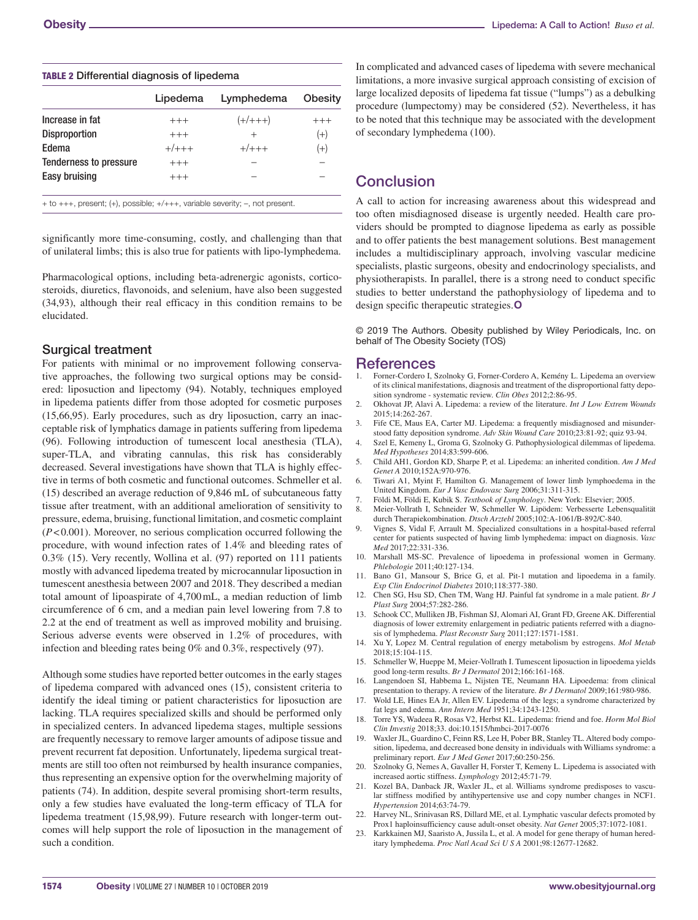**TABLE 2 Differential diagnosis of lipedema**

| | Lipedema | Lymphedema | Obesity |
|---|---|---|---|
| Increase in fat | +++ | (+/+++) | +++ |
| Disproportion | +++ | + | (+) |
| Edema | +/+++ | +/+++ | (+) |
| Tenderness to pressure | +++ | – | – |
| Easy bruising | +++ | – | – |

+ to +++, present; (+), possible; +/+++, variable severity; –, not present.

significantly more time-consuming, costly, and challenging than that of unilateral limbs; this is also true for patients with lipo-lymphedema.

Pharmacological options, including beta-adrenergic agonists, corticosteroids, diuretics, flavonoids, and selenium, have also been suggested (34,93), although their real efficacy in this condition remains to be elucidated.

### Surgical treatment

For patients with minimal or no improvement following conservative approaches, the following two surgical options may be considered: liposuction and lipectomy (94). Notably, techniques employed in lipedema patients differ from those adopted for cosmetic purposes (15,66,95). Early procedures, such as dry liposuction, carry an unacceptable risk of lymphatics damage in patients suffering from lipedema (96). Following introduction of tumescent local anesthesia (TLA), super-TLA, and vibrating cannulas, this risk has considerably decreased. Several investigations have shown that TLA is highly effective in terms of both cosmetic and functional outcomes. Schmeller et al. (15) described an average reduction of 9,846 mL of subcutaneous fatty tissue after treatment, with an additional amelioration of sensitivity to pressure, edema, bruising, functional limitation, and cosmetic complaint ($P<0.001$). Moreover, no serious complication occurred following the procedure, with wound infection rates of 1.4% and bleeding rates of 0.3% (15). Very recently, Wollina et al. (97) reported on 111 patients mostly with advanced lipedema treated by microcannular liposuction in tumescent anesthesia between 2007 and 2018. They described a median total amount of lipoaspirate of 4,700 mL, a median reduction of limb circumference of 6 cm, and a median pain level lowering from 7.8 to 2.2 at the end of treatment as well as improved mobility and bruising. Serious adverse events were observed in 1.2% of procedures, with infection and bleeding rates being 0% and 0.3%, respectively (97).

Although some studies have reported better outcomes in the early stages of lipedema compared with advanced ones (15), consistent criteria to identify the ideal timing or patient characteristics for liposuction are lacking. TLA requires specialized skills and should be performed only in specialized centers. In advanced lipedema stages, multiple sessions are frequently necessary to remove larger amounts of adipose tissue and prevent recurrent fat deposition. Unfortunately, lipedema surgical treatments are still too often not reimbursed by health insurance companies, thus representing an expensive option for the overwhelming majority of patients (74). In addition, despite several promising short-term results, only a few studies have evaluated the long-term efficacy of TLA for lipedema treatment (15,98,99). Future research with longer-term outcomes will help support the role of liposuction in the management of such a condition.

In complicated and advanced cases of lipedema with severe mechanical limitations, a more invasive surgical approach consisting of excision of large localized deposits of lipedema fat tissue ("lumps") as a debulking procedure (lumpectomy) may be considered (52). Nevertheless, it has to be noted that this technique may be associated with the development of secondary lymphedema (100).

## Conclusion

A call to action for increasing awareness about this widespread and too often misdiagnosed disease is urgently needed. Health care providers should be prompted to diagnose lipedema as early as possible and to offer patients the best management solutions. Best management includes a multidisciplinary approach, involving vascular medicine specialists, plastic surgeons, obesity and endocrinology specialists, and physiotherapists. In parallel, there is a strong need to conduct specific studies to better understand the pathophysiology of lipedema and to design specific therapeutic strategies. **O**

© 2019 The Authors. Obesity published by Wiley Periodicals, Inc. on behalf of The Obesity Society (TOS)

## References

1. Forner-Cordero I, Szolnoky G, Forner-Cordero A, Kemény L. Lipedema an overview of its clinical manifestations, diagnosis and treatment of the disproportional fatty deposition syndrome - systematic review. *Clin Obes* 2012;2:86-95.
2. Okhovat JP, Alavi A. Lipedema: a review of the literature. *Int J Low Extrem Wounds* 2015;14:262-267.
3. Fife CE, Maus EA, Carter MJ. Lipedema: a frequently misdiagnosed and misunderstood fatty deposition syndrome. *Adv Skin Wound Care* 2010;23:81-92; quiz 93-94.
4. Szel E, Kemeny L, Groma G, Szolnoky G. Pathophysiological dilemmas of lipedema. *Med Hypotheses* 2014;83:599-606.
5. Child AH1, Gordon KD, Sharpe P, et al. Lipedema: an inherited condition. *Am J Med Genet A* 2010;152A:970-976.
6. Tiwari A1, Myint F, Hamilton G. Management of lower limb lymphoedema in the United Kingdom. *Eur J Vasc Endovasc Surg* 2006;31:311-315.
7. Földi M, Földi E, Kubik S. *Textbook of Lymphology*. New York: Elsevier; 2005.
8. Meier-Vollrath I, Schneider W, Schmeller W. Lipödem: Verbesserte Lebensqualität durch Therapiekombination. *Dtsch Arztebl* 2005;102:A-1061/B-892/C-840.
9. Vignes S, Vidal F, Arrault M. Specialized consultations in a hospital-based referral center for patients suspected of having limb lymphedema: impact on diagnosis. *Vasc Med* 2017;22:331-336.
10. Marshall MS-SC. Prevalence of lipoedema in professional women in Germany. *Phlebologie* 2011;40:127-134.
11. Bano G1, Mansour S, Brice G, et al. Pit-1 mutation and lipoedema in a family. *Exp Clin Endocrinol Diabetes* 2010;118:377-380.
12. Chen SG, Hsu SD, Chen TM, Wang HJ. Painful fat syndrome in a male patient. *Br J Plast Surg* 2004;57:282-286.
13. Schook CC, Mulliken JB, Fishman SJ, Alomari AI, Grant FD, Greene AK. Differential diagnosis of lower extremity enlargement in pediatric patients referred with a diagnosis of lymphedema. *Plast Reconstr Surg* 2011;127:1571-1581.
14. Xu Y, Lopez M. Central regulation of energy metabolism by estrogens. *Mol Metab* 2018;15:104-115.
15. Schmeller W, Hueppe M, Meier-Vollrath I. Tumescent liposuction in lipoedema yields good long-term results. *Br J Dermatol* 2012;166:161-168.
16. Langendoen SI, Habbema L, Nijsten TE, Neumann HA. Lipoedema: from clinical presentation to therapy. A review of the literature. *Br J Dermatol* 2009;161:980-986.
17. Wold LE, Hines EA Jr, Allen EV. Lipedema of the legs; a syndrome characterized by fat legs and edema. *Ann Intern Med* 1951;34:1243-1250.
18. Torre YS, Wadeea R, Rosas V2, Herbst KL. Lipedema: friend and foe. *Horm Mol Biol Clin Investig* 2018;33. doi:10.1515/hmbci-2017-0076
19. Waxler JL, Guardino C, Feinn RS, Lee H, Pober BR, Stanley TL. Altered body composition, lipedema, and decreased bone density in individuals with Williams syndrome: a preliminary report. *Eur J Med Genet* 2017;60:250-256.
20. Szolnoky G, Nemes A, Gavaller H, Forster T, Kemeny L. Lipedema is associated with increased aortic stiffness. *Lymphology* 2012;45:71-79.
21. Kozel BA, Danback JR, Waxler JL, et al. Williams syndrome predisposes to vascular stiffness modified by antihypertensive use and copy number changes in NCF1. *Hypertension* 2014;63:74-79.
22. Harvey NL, Srinivasan RS, Dillard ME, et al. Lymphatic vascular defects promoted by Prox1 haploinsufficiency cause adult-onset obesity. *Nat Genet* 2005;37:1072-1081.
23. Karkkainen MJ, Saaristo A, Jussila L, et al. A model for gene therapy of human hereditary lymphedema. *Proc Natl Acad Sci U S A* 2001;98:12677-12682.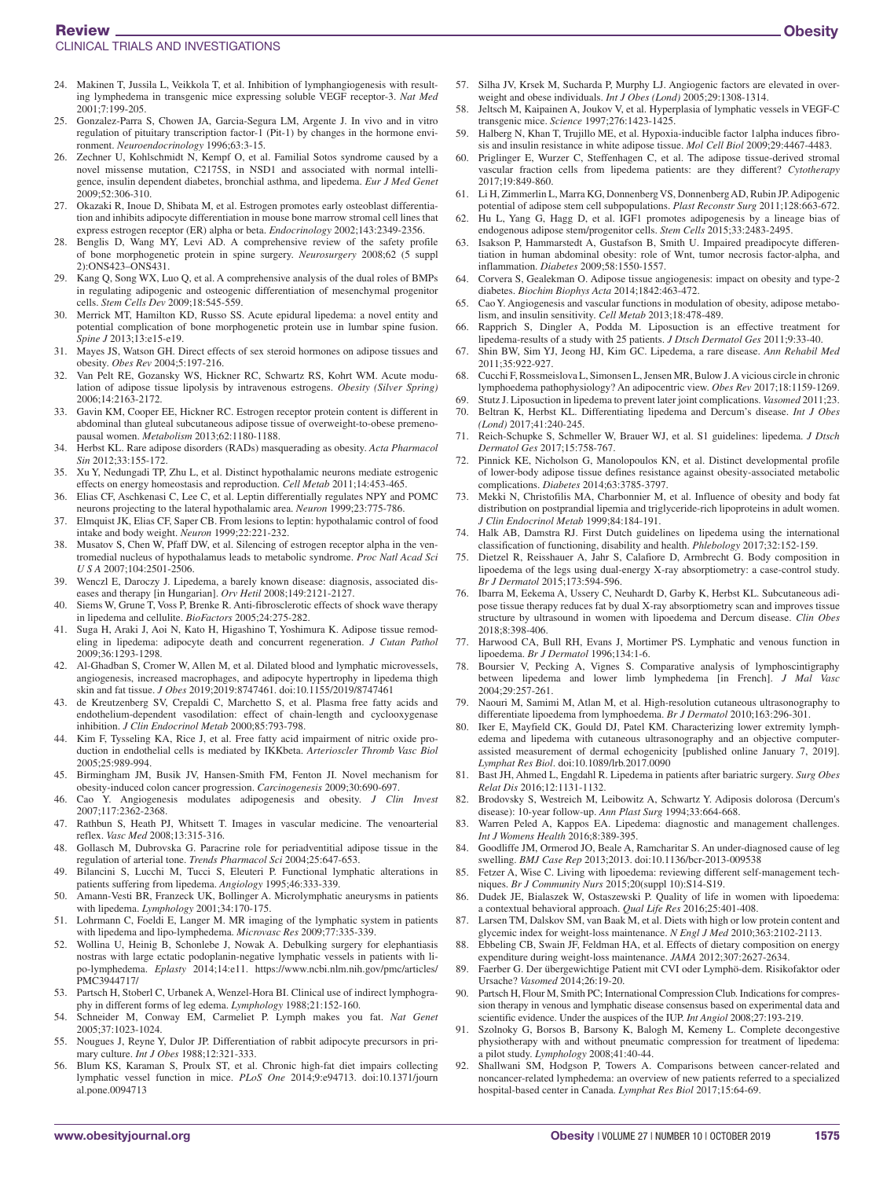24. Makinen T, Jussila L, Veikkola T, et al. Inhibition of lymphangiogenesis with resulting lymphedema in transgenic mice expressing soluble VEGF receptor-3. *Nat Med* 2001;7:199-205.
25. Gonzalez-Parra S, Chowen JA, Garcia-Segura LM, Argente J. In vivo and in vitro regulation of pituitary transcription factor-1 (Pit-1) by changes in the hormone environment. *Neuroendocrinology* 1996;63:3-15.
26. Zechner U, Kohlschmidt N, Kempf O, et al. Familial Sotos syndrome caused by a novel missense mutation, C2175S, in NSD1 and associated with normal intelligence, insulin dependent diabetes, bronchial asthma, and lipedema. *Eur J Med Genet* 2009;52:306-310.
27. Okazaki R, Inoue D, Shibata M, et al. Estrogen promotes early osteoblast differentiation and inhibits adipocyte differentiation in mouse bone marrow stromal cell lines that express estrogen receptor (ER) alpha or beta. *Endocrinology* 2002;143:2349-2356.
28. Benglis D, Wang MY, Levi AD. A comprehensive review of the safety profile of bone morphogenetic protein in spine surgery. *Neurosurgery* 2008;62 (5 suppl 2):ONS423–ONS431.
29. Kang Q, Song WX, Luo Q, et al. A comprehensive analysis of the dual roles of BMPs in regulating adipogenic and osteogenic differentiation of mesenchymal progenitor cells. *Stem Cells Dev* 2009;18:545-559.
30. Merrick MT, Hamilton KD, Russo SS. Acute epidural lipedema: a novel entity and potential complication of bone morphogenetic protein use in lumbar spine fusion. *Spine J* 2013;13:e15-e19.
31. Mayes JS, Watson GH. Direct effects of sex steroid hormones on adipose tissues and obesity. *Obes Rev* 2004;5:197-216.
32. Van Pelt RE, Gozansky WS, Hickner RC, Schwartz RS, Kohrt WM. Acute modulation of adipose tissue lipolysis by intravenous estrogens. *Obesity (Silver Spring)* 2006;14:2163-2172.
33. Gavin KM, Cooper EE, Hickner RC. Estrogen receptor protein content is different in abdominal than gluteal subcutaneous adipose tissue of overweight-to-obese premenopausal women. *Metabolism* 2013;62:1180-1188.
34. Herbst KL. Rare adipose disorders (RADs) masquerading as obesity. *Acta Pharmacol Sin* 2012;33:155-172.
35. Xu Y, Nedungadi TP, Zhu L, et al. Distinct hypothalamic neurons mediate estrogenic effects on energy homeostasis and reproduction. *Cell Metab* 2011;14:453-465.
36. Elias CF, Aschkenasi C, Lee C, et al. Leptin differentially regulates NPY and POMC neurons projecting to the lateral hypothalamic area. *Neuron* 1999;23:775-786.
37. Elmquist JK, Elias CF, Saper CB. From lesions to leptin: hypothalamic control of food intake and body weight. *Neuron* 1999;22:221-232.
38. Musatov S, Chen W, Pfaff DW, et al. Silencing of estrogen receptor alpha in the ventromedial nucleus of hypothalamus leads to metabolic syndrome. *Proc Natl Acad Sci U S A* 2007;104:2501-2506.
39. Wenczl E, Daroczy J. Lipedema, a barely known disease: diagnosis, associated diseases and therapy [in Hungarian]. *Orv Hetil* 2008;149:2121-2127.
40. Siems W, Grune T, Voss P, Brenke R. Anti-fibrosclerotic effects of shock wave therapy in lipedema and cellulite. *BioFactors* 2005;24:275-282.
41. Suga H, Araki J, Aoi N, Kato H, Higashino T, Yoshimura K. Adipose tissue remodeling in lipedema: adipocyte death and concurrent regeneration. *J Cutan Pathol* 2009;36:1293-1298.
42. Al-Ghadban S, Cromer W, Allen M, et al. Dilated blood and lymphatic microvessels, angiogenesis, increased macrophages, and adipocyte hypertrophy in lipedema thigh skin and fat tissue. *J Obes* 2019;2019:8747461. doi:10.1155/2019/8747461
43. de Kreutzenberg SV, Crepaldi C, Marchetto S, et al. Plasma free fatty acids and endothelium-dependent vasodilation: effect of chain-length and cyclooxygenase inhibition. *J Clin Endocrinol Metab* 2000;85:793-798.
44. Kim F, Tysseling KA, Rice J, et al. Free fatty acid impairment of nitric oxide production in endothelial cells is mediated by IKKbeta. *Arterioscler Thromb Vasc Biol* 2005;25:989-994.
45. Birmingham JM, Busik JV, Hansen-Smith FM, Fenton JI. Novel mechanism for obesity-induced colon cancer progression. *Carcinogenesis* 2009;30:690-697.
46. Cao Y. Angiogenesis modulates adipogenesis and obesity. *J Clin Invest* 2007;117:2362-2368.
47. Rathbun S, Heath PJ, Whitsett T. Images in vascular medicine. The venoarterial reflex. *Vasc Med* 2008;13:315-316.
48. Gollasch M, Dubrovska G. Paracrine role for periadventitial adipose tissue in the regulation of arterial tone. *Trends Pharmacol Sci* 2004;25:647-653.
49. Bilancini S, Lucchi M, Tucci S, Eleuteri P. Functional lymphatic alterations in patients suffering from lipedema. *Angiology* 1995;46:333-339.
50. Amann-Vesti BR, Franzeck UK, Bollinger A. Microlymphatic aneurysms in patients with lipedema. *Lymphology* 2001;34:170-175.
51. Lohrmann C, Foeldi E, Langer M. MR imaging of the lymphatic system in patients with lipedema and lipo-lymphedema. *Microvasc Res* 2009;77:335-339.
52. Wollina U, Heinig B, Schonlebe J, Nowak A. Debulking surgery for elephantiasis nostras with large ectatic podoplanin-negative lymphatic vessels in patients with lipo-lymphedema. *Eplasty* 2014;14:e11. https://www.ncbi.nlm.nih.gov/pmc/articles/PMC3944717/
53. Partsch H, Stoberl C, Urbanek A, Wenzel-Hora BI. Clinical use of indirect lymphography in different forms of leg edema. *Lymphology* 1988;21:152-160.
54. Schneider M, Conway EM, Carmeliet P. Lymph makes you fat. *Nat Genet* 2005;37:1023-1024.
55. Nougues J, Reyne Y, Dulor JP. Differentiation of rabbit adipocyte precursors in primary culture. *Int J Obes* 1988;12:321-333.
56. Blum KS, Karaman S, Proulx ST, et al. Chronic high-fat diet impairs collecting lymphatic vessel function in mice. *PLoS One* 2014;9:e94713. doi:10.1371/journal.pone.0094713
57. Silha JV, Krsek M, Sucharda P, Murphy LJ. Angiogenic factors are elevated in overweight and obese individuals. *Int J Obes (Lond)* 2005;29:1308-1314.
58. Jeltsch M, Kaipainen A, Joukov V, et al. Hyperplasia of lymphatic vessels in VEGF-C transgenic mice. *Science* 1997;276:1423-1425.
59. Halberg N, Khan T, Trujillo ME, et al. Hypoxia-inducible factor 1alpha induces fibrosis and insulin resistance in white adipose tissue. *Mol Cell Biol* 2009;29:4467-4483.
60. Priglinger E, Wurzer C, Steffenhagen C, et al. The adipose tissue-derived stromal vascular fraction cells from lipedema patients: are they different? *Cytotherapy* 2017;19:849-860.
61. Li H, Zimmerlin L, Marra KG, Donnenberg VS, Donnenberg AD, Rubin JP. Adipogenic potential of adipose stem cell subpopulations. *Plast Reconstr Surg* 2011;128:663-672.
62. Hu L, Yang G, Hagg D, et al. IGF1 promotes adipogenesis by a lineage bias of endogenous adipose stem/progenitor cells. *Stem Cells* 2015;33:2483-2495.
63. Isakson P, Hammarstedt A, Gustafson B, Smith U. Impaired preadipocyte differentiation in human abdominal obesity: role of Wnt, tumor necrosis factor-alpha, and inflammation. *Diabetes* 2009;58:1550-1557.
64. Corvera S, Gealekman O. Adipose tissue angiogenesis: impact on obesity and type-2 diabetes. *Biochim Biophys Acta* 2014;1842:463-472.
65. Cao Y. Angiogenesis and vascular functions in modulation of obesity, adipose metabolism, and insulin sensitivity. *Cell Metab* 2013;18:478-489.
66. Rapprich S, Dingler A, Podda M. Liposuction is an effective treatment for lipedema-results of a study with 25 patients. *J Dtsch Dermatol Ges* 2011;9:33-40.
67. Shin BW, Sim YJ, Jeong HJ, Kim GC. Lipedema, a rare disease. *Ann Rehabil Med* 2011;35:922-927.
68. Cucchi F, Rossmeislova L, Simonsen L, Jensen MR, Bulow J. A vicious circle in chronic lymphoedema pathophysiology? An adipocentric view. *Obes Rev* 2017;18:1159-1269.
69. Stutz J. Liposuction in lipedema to prevent later joint complications. *Vasomed* 2011;23.
70. Beltran K, Herbst KL. Differentiating lipedema and Dercum's disease. *Int J Obes (Lond)* 2017;41:240-245.
71. Reich-Schupke S, Schmeller W, Brauer WJ, et al. S1 guidelines: lipedema. *J Dtsch Dermatol Ges* 2017;15:758-767.
72. Pinnick KE, Nicholson G, Manolopoulos KN, et al. Distinct developmental profile of lower-body adipose tissue defines resistance against obesity-associated metabolic complications. *Diabetes* 2014;63:3785-3797.
73. Mekki N, Christofilis MA, Charbonnier M, et al. Influence of obesity and body fat distribution on postprandial lipemia and triglyceride-rich lipoproteins in adult women. *J Clin Endocrinol Metab* 1999;84:184-191.
74. Halk AB, Damstra RJ. First Dutch guidelines on lipedema using the international classification of functioning, disability and health. *Phlebology* 2017;32:152-159.
75. Dietzel R, Reisshauer A, Jahr S, Calafiore D, Armbrecht G. Body composition in lipoedema of the legs using dual-energy X-ray absorptiometry: a case-control study. *Br J Dermatol* 2015;173:594-596.
76. Ibarra M, Eekema A, Ussery C, Neuhardt D, Garby K, Herbst KL. Subcutaneous adipose tissue therapy reduces fat by dual X-ray absorptiometry scan and improves tissue structure by ultrasound in women with lipoedema and Dercum disease. *Clin Obes* 2018;8:398-406.
77. Harwood CA, Bull RH, Evans J, Mortimer PS. Lymphatic and venous function in lipoedema. *Br J Dermatol* 1996;134:1-6.
78. Boursier V, Pecking A, Vignes S. Comparative analysis of lymphoscintigraphy between lipedema and lower limb lymphedema [in French]. *J Mal Vasc* 2004;29:257-261.
79. Naouri M, Samimi M, Atlan M, et al. High-resolution cutaneous ultrasonography to differentiate lipoedema from lymphoedema. *Br J Dermatol* 2010;163:296-301.
80. Iker E, Mayfield CK, Gould DJ, Patel KM. Characterizing lower extremity lymphedema and lipedema with cutaneous ultrasonography and an objective computer-assisted measurement of dermal echogenicity [published online January 7, 2019]. *Lymphat Res Biol*. doi:10.1089/lrb.2017.0090
81. Bast JH, Ahmed L, Engdahl R. Lipedema in patients after bariatric surgery. *Surg Obes Relat Dis* 2016;12:1131-1132.
82. Brodovsky S, Westreich M, Leibowitz A, Schwartz Y. Adiposis dolorosa (Dercum's disease): 10-year follow-up. *Ann Plast Surg* 1994;33:664-668.
83. Warren Peled A, Kappos EA. Lipedema: diagnostic and management challenges. *Int J Womens Health* 2016;8:389-395.
84. Goodliffe JM, Ormerod JO, Beale A, Ramcharitar S. An under-diagnosed cause of leg swelling. *BMJ Case Rep* 2013;2013. doi:10.1136/bcr-2013-009538
85. Fetzer A, Wise C. Living with lipoedema: reviewing different self-management techniques. *Br J Community Nurs* 2015;20(suppl 10):S14-S19.
86. Dudek JE, Bialaszek W, Ostaszewski P. Quality of life in women with lipoedema: a contextual behavioral approach. *Qual Life Res* 2016;25:401-408.
87. Larsen TM, Dalskov SM, van Baak M, et al. Diets with high or low protein content and glycemic index for weight-loss maintenance. *N Engl J Med* 2010;363:2102-2113.
88. Ebbeling CB, Swain JF, Feldman HA, et al. Effects of dietary composition on energy expenditure during weight-loss maintenance. *JAMA* 2012;307:2627-2634.
89. Faerber G. Der übergewichtige Patient mit CVI oder Lymphö-dem. Risikofaktor oder Ursache? *Vasomed* 2014;26:19-20.
90. Partsch H, Flour M, Smith PC; International Compression Club. Indications for compression therapy in venous and lymphatic disease consensus based on experimental data and scientific evidence. Under the auspices of the IUP. *Int Angiol* 2008;27:193-219.
91. Szolnoky G, Borsos B, Barsony K, Balogh M, Kemeny L. Complete decongestive physiotherapy with and without pneumatic compression for treatment of lipedema: a pilot study. *Lymphology* 2008;41:40-44.
92. Shallwani SM, Hodgson P, Towers A. Comparisons between cancer-related and noncancer-related lymphedema: an overview of new patients referred to a specialized hospital-based center in Canada. *Lymphat Res Biol* 2017;15:64-69.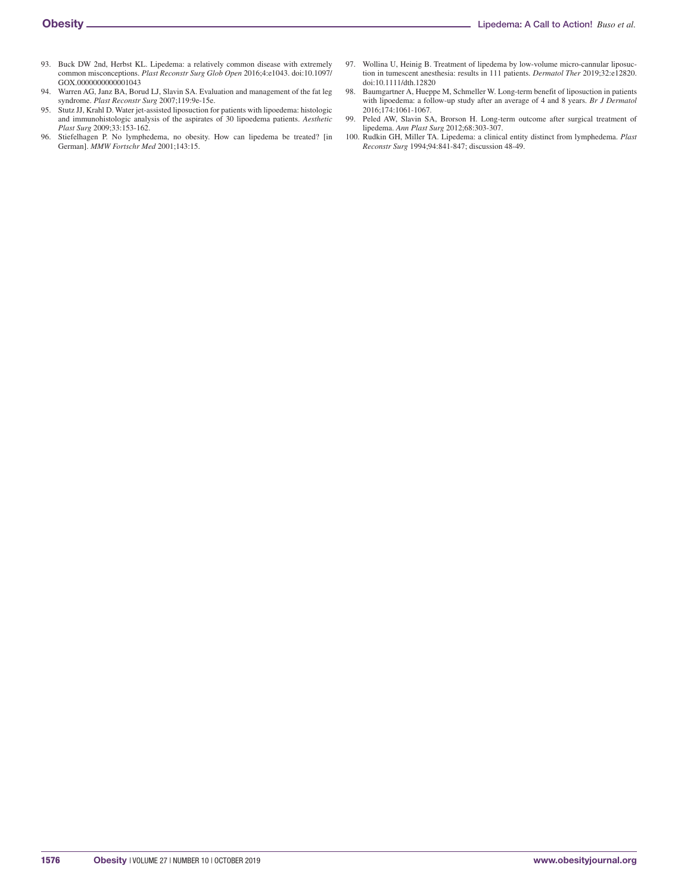93. Buck DW 2nd, Herbst KL. Lipedema: a relatively common disease with extremely common misconceptions. *Plast Reconstr Surg Glob Open* 2016;4:e1043. doi:10.1097/GOX.0000000000001043
94. Warren AG, Janz BA, Borud LJ, Slavin SA. Evaluation and management of the fat leg syndrome. *Plast Reconstr Surg* 2007;119:9e-15e.
95. Stutz JJ, Krahl D. Water jet-assisted liposuction for patients with lipoedema: histologic and immunohistologic analysis of the aspirates of 30 lipoedema patients. *Aesthetic Plast Surg* 2009;33:153-162.
96. Stiefelhagen P. No lymphedema, no obesity. How can lipedema be treated? [in German]. *MMW Fortschr Med* 2001;143:15.
97. Wollina U, Heinig B. Treatment of lipedema by low-volume micro-cannular liposuction in tumescent anesthesia: results in 111 patients. *Dermatol Ther* 2019;32:e12820. doi:10.1111/dth.12820
98. Baumgartner A, Hueppe M, Schmeller W. Long-term benefit of liposuction in patients with lipoedema: a follow-up study after an average of 4 and 8 years. *Br J Dermatol* 2016;174:1061-1067.
99. Peled AW, Slavin SA, Brorson H. Long-term outcome after surgical treatment of lipedema. *Ann Plast Surg* 2012;68:303-307.
100. Rudkin GH, Miller TA. Lipedema: a clinical entity distinct from lymphedema. *Plast Reconstr Surg* 1994;94:841-847; discussion 48-49.